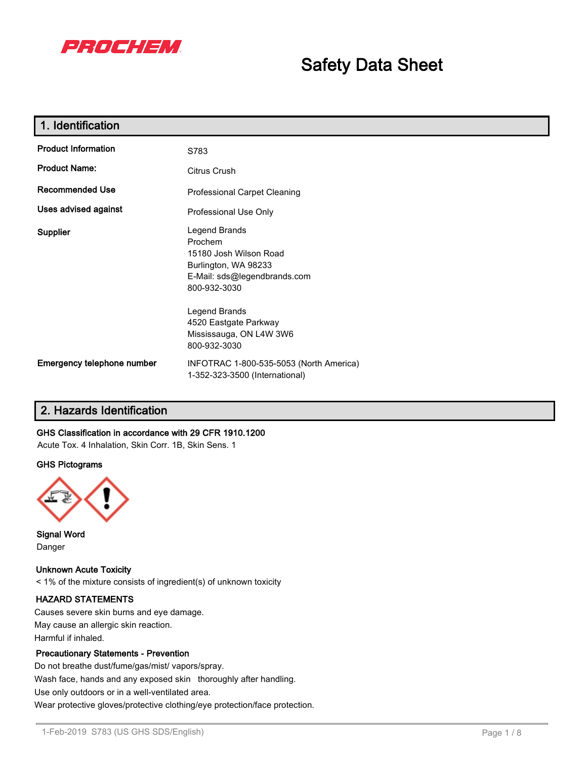PROCHEM

# Safety Data Sheet

## 1. Identification

| | |
|---|---|
| **Product Information** | S783 |
| **Product Name:** | Citrus Crush |
| **Recommended Use** | Professional Carpet Cleaning |
| **Uses advised against** | Professional Use Only |
| **Supplier** | Legend Brands<br>Prochem<br>15180 Josh Wilson Road<br>Burlington, WA 98233<br>E-Mail: sds@legendbrands.com<br>800-932-3030<br><br>Legend Brands<br>4520 Eastgate Parkway<br>Mississauga, ON L4W 3W6<br>800-932-3030 |
| **Emergency telephone number** | INFOTRAC 1-800-535-5053 (North America)<br>1-352-323-3500 (International) |

## 2. Hazards Identification

**GHS Classification in accordance with 29 CFR 1910.1200**

Acute Tox. 4 Inhalation, Skin Corr. 1B, Skin Sens. 1

**GHS Pictograms**

**Signal Word**

Danger

**Unknown Acute Toxicity**

< 1% of the mixture consists of ingredient(s) of unknown toxicity

**HAZARD STATEMENTS**

Causes severe skin burns and eye damage.
May cause an allergic skin reaction.
Harmful if inhaled.

**Precautionary Statements - Prevention**

Do not breathe dust/fume/gas/mist/ vapors/spray.
Wash face, hands and any exposed skin thoroughly after handling.
Use only outdoors or in a well-ventilated area.
Wear protective gloves/protective clothing/eye protection/face protection.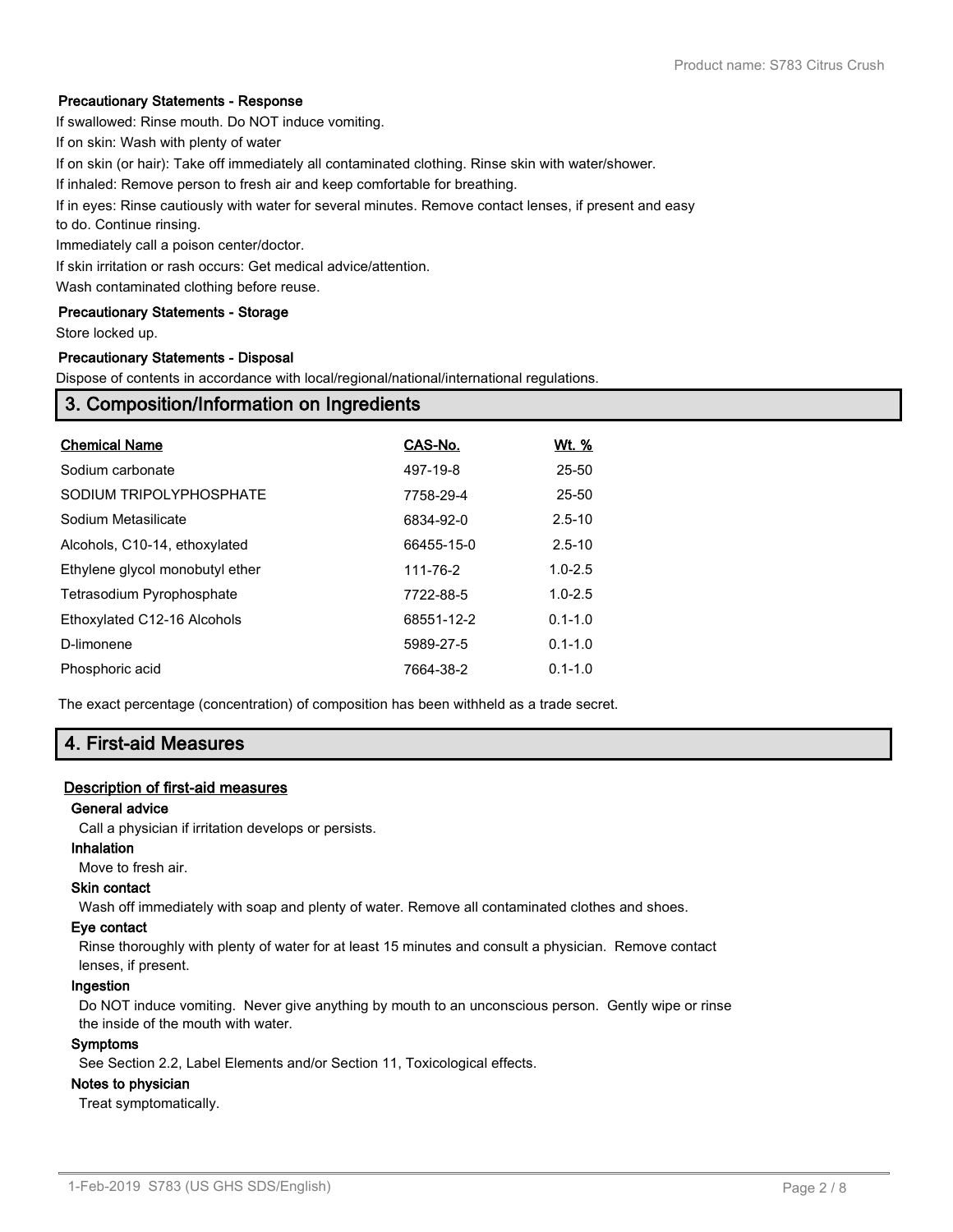#### Precautionary Statements - Response

If swallowed: Rinse mouth. Do NOT induce vomiting.

If on skin: Wash with plenty of water

If on skin (or hair): Take off immediately all contaminated clothing. Rinse skin with water/shower.

If inhaled: Remove person to fresh air and keep comfortable for breathing.

If in eyes: Rinse cautiously with water for several minutes. Remove contact lenses, if present and easy to do. Continue rinsing.

Immediately call a poison center/doctor.

If skin irritation or rash occurs: Get medical advice/attention.

Wash contaminated clothing before reuse.

#### Precautionary Statements - Storage

Store locked up.

#### Precautionary Statements - Disposal

Dispose of contents in accordance with local/regional/national/international regulations.

## 3. Composition/Information on Ingredients

| Chemical Name | CAS-No. | Wt. % |
|---|---|---|
| Sodium carbonate | 497-19-8 | 25-50 |
| SODIUM TRIPOLYPHOSPHATE | 7758-29-4 | 25-50 |
| Sodium Metasilicate | 6834-92-0 | 2.5-10 |
| Alcohols, C10-14, ethoxylated | 66455-15-0 | 2.5-10 |
| Ethylene glycol monobutyl ether | 111-76-2 | 1.0-2.5 |
| Tetrasodium Pyrophosphate | 7722-88-5 | 1.0-2.5 |
| Ethoxylated C12-16 Alcohols | 68551-12-2 | 0.1-1.0 |
| D-limonene | 5989-27-5 | 0.1-1.0 |
| Phosphoric acid | 7664-38-2 | 0.1-1.0 |

The exact percentage (concentration) of composition has been withheld as a trade secret.

## 4. First-aid Measures

### Description of first-aid measures

#### General advice

Call a physician if irritation develops or persists.

#### Inhalation

Move to fresh air.

#### Skin contact

Wash off immediately with soap and plenty of water. Remove all contaminated clothes and shoes.

#### Eye contact

Rinse thoroughly with plenty of water for at least 15 minutes and consult a physician. Remove contact lenses, if present.

#### Ingestion

Do NOT induce vomiting. Never give anything by mouth to an unconscious person. Gently wipe or rinse the inside of the mouth with water.

#### Symptoms

See Section 2.2, Label Elements and/or Section 11, Toxicological effects.

#### Notes to physician

Treat symptomatically.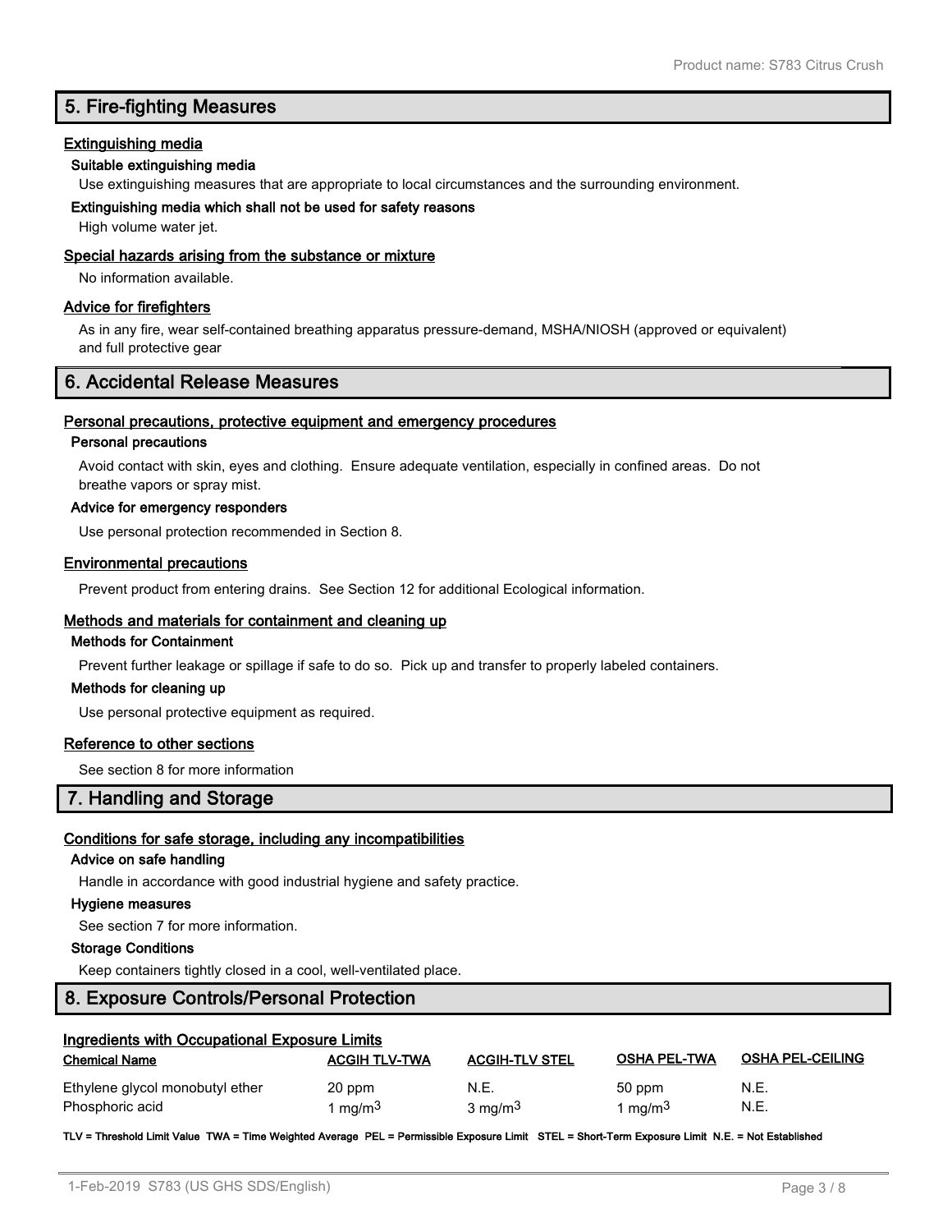## 5. Fire-fighting Measures

### Extinguishing media

**Suitable extinguishing media**

Use extinguishing measures that are appropriate to local circumstances and the surrounding environment.

**Extinguishing media which shall not be used for safety reasons**

High volume water jet.

### Special hazards arising from the substance or mixture

No information available.

### Advice for firefighters

As in any fire, wear self-contained breathing apparatus pressure-demand, MSHA/NIOSH (approved or equivalent) and full protective gear

## 6. Accidental Release Measures

### Personal precautions, protective equipment and emergency procedures

**Personal precautions**

Avoid contact with skin, eyes and clothing. Ensure adequate ventilation, especially in confined areas. Do not breathe vapors or spray mist.

**Advice for emergency responders**

Use personal protection recommended in Section 8.

### Environmental precautions

Prevent product from entering drains. See Section 12 for additional Ecological information.

### Methods and materials for containment and cleaning up

**Methods for Containment**

Prevent further leakage or spillage if safe to do so. Pick up and transfer to properly labeled containers.

**Methods for cleaning up**

Use personal protective equipment as required.

### Reference to other sections

See section 8 for more information

## 7. Handling and Storage

### Conditions for safe storage, including any incompatibilities

**Advice on safe handling**

Handle in accordance with good industrial hygiene and safety practice.

**Hygiene measures**

See section 7 for more information.

**Storage Conditions**

Keep containers tightly closed in a cool, well-ventilated place.

## 8. Exposure Controls/Personal Protection

### Ingredients with Occupational Exposure Limits

| Chemical Name | ACGIH TLV-TWA | ACGIH-TLV STEL | OSHA PEL-TWA | OSHA PEL-CEILING |
|---|---|---|---|---|
| Ethylene glycol monobutyl ether | 20 ppm | N.E. | 50 ppm | N.E. |
| Phosphoric acid | 1 $mg/m^3$ | 3 $mg/m^3$ | 1 $mg/m^3$ | N.E. |

**TLV = Threshold Limit Value TWA = Time Weighted Average PEL = Permissible Exposure Limit STEL = Short-Term Exposure Limit N.E. = Not Established**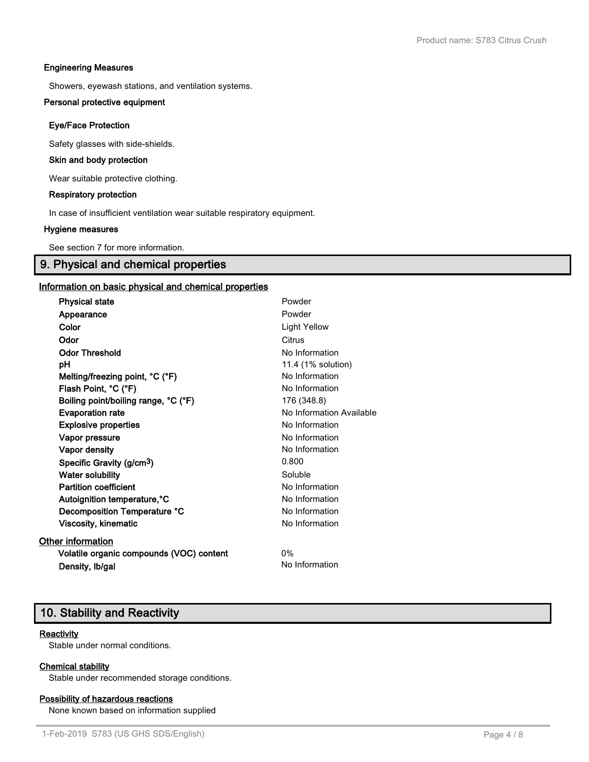#### Engineering Measures

Showers, eyewash stations, and ventilation systems.

#### Personal protective equipment

##### Eye/Face Protection

Safety glasses with side-shields.

##### Skin and body protection

Wear suitable protective clothing.

##### Respiratory protection

In case of insufficient ventilation wear suitable respiratory equipment.

#### Hygiene measures

See section 7 for more information.

## 9. Physical and chemical properties

### Information on basic physical and chemical properties

| | |
|---|---|
| **Physical state** | Powder |
| **Appearance** | Powder |
| **Color** | Light Yellow |
| **Odor** | Citrus |
| **Odor Threshold** | No Information |
| **pH** | 11.4 (1% solution) |
| **Melting/freezing point, °C (°F)** | No Information |
| **Flash Point, °C (°F)** | No Information |
| **Boiling point/boiling range, °C (°F)** | 176 (348.8) |
| **Evaporation rate** | No Information Available |
| **Explosive properties** | No Information |
| **Vapor pressure** | No Information |
| **Vapor density** | No Information |
| **Specific Gravity (g/cm$^3$)** | 0.800 |
| **Water solubility** | Soluble |
| **Partition coefficient** | No Information |
| **Autoignition temperature,°C** | No Information |
| **Decomposition Temperature °C** | No Information |
| **Viscosity, kinematic** | No Information |

### Other information

| | |
|---|---|
| **Volatile organic compounds (VOC) content** | 0% |
| **Density, lb/gal** | No Information |

## 10. Stability and Reactivity

### Reactivity

Stable under normal conditions.

### Chemical stability

Stable under recommended storage conditions.

### Possibility of hazardous reactions

None known based on information supplied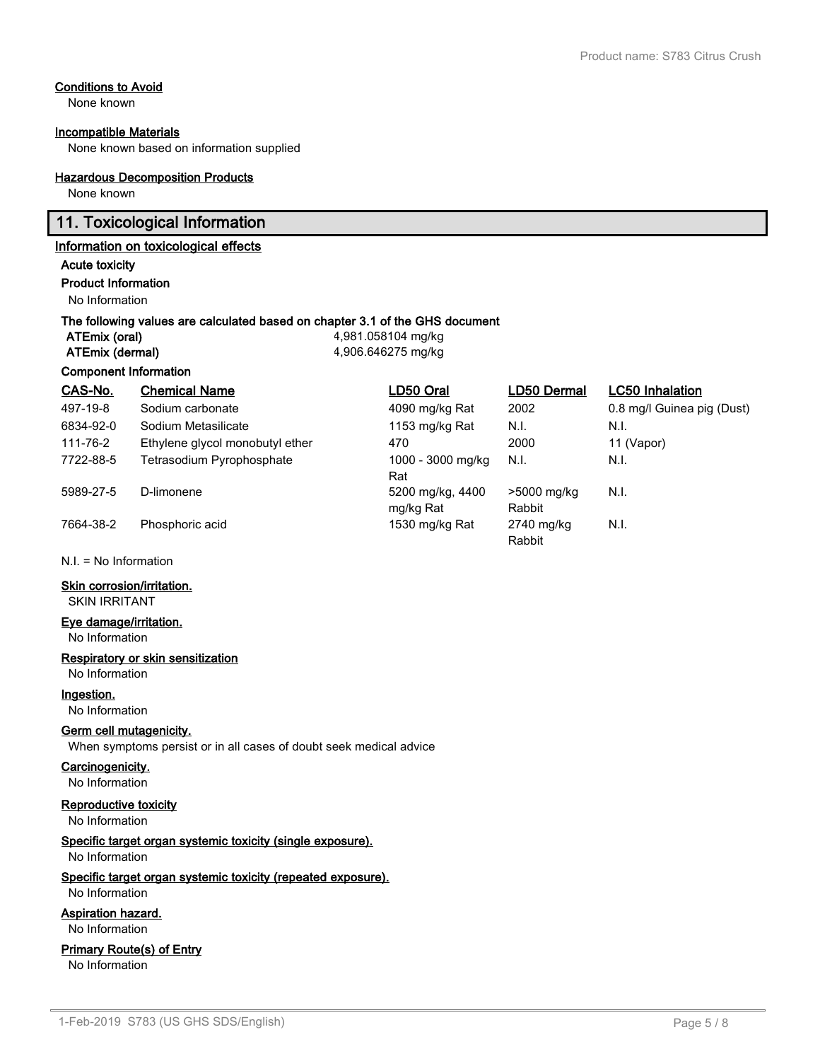#### Conditions to Avoid

None known

#### Incompatible Materials

None known based on information supplied

#### Hazardous Decomposition Products

None known

## 11. Toxicological Information

#### Information on toxicological effects

**Acute toxicity**

**Product Information**

No Information

**The following values are calculated based on chapter 3.1 of the GHS document**

| | |
|---|---|
| **ATEmix (oral)** | 4,981.058104 mg/kg |
| **ATEmix (dermal)** | 4,906.646275 mg/kg |

**Component Information**

| CAS-No. | Chemical Name | LD50 Oral | LD50 Dermal | LC50 Inhalation |
|---|---|---|---|---|
| 497-19-8 | Sodium carbonate | 4090 mg/kg Rat | 2002 | 0.8 mg/l Guinea pig (Dust) |
| 6834-92-0 | Sodium Metasilicate | 1153 mg/kg Rat | N.I. | N.I. |
| 111-76-2 | Ethylene glycol monobutyl ether | 470 | 2000 | 11 (Vapor) |
| 7722-88-5 | Tetrasodium Pyrophosphate | 1000 - 3000 mg/kg Rat | N.I. | N.I. |
| 5989-27-5 | D-limonene | 5200 mg/kg, 4400 mg/kg Rat | >5000 mg/kg Rabbit | N.I. |
| 7664-38-2 | Phosphoric acid | 1530 mg/kg Rat | 2740 mg/kg Rabbit | N.I. |

N.I. = No Information

#### Skin corrosion/irritation.

SKIN IRRITANT

#### Eye damage/irritation.

No Information

#### Respiratory or skin sensitization

No Information

#### Ingestion.

No Information

#### Germ cell mutagenicity.

When symptoms persist or in all cases of doubt seek medical advice

#### Carcinogenicity.

No Information

#### Reproductive toxicity

No Information

#### Specific target organ systemic toxicity (single exposure).

No Information

#### Specific target organ systemic toxicity (repeated exposure).

No Information

#### Aspiration hazard.

No Information

#### Primary Route(s) of Entry

No Information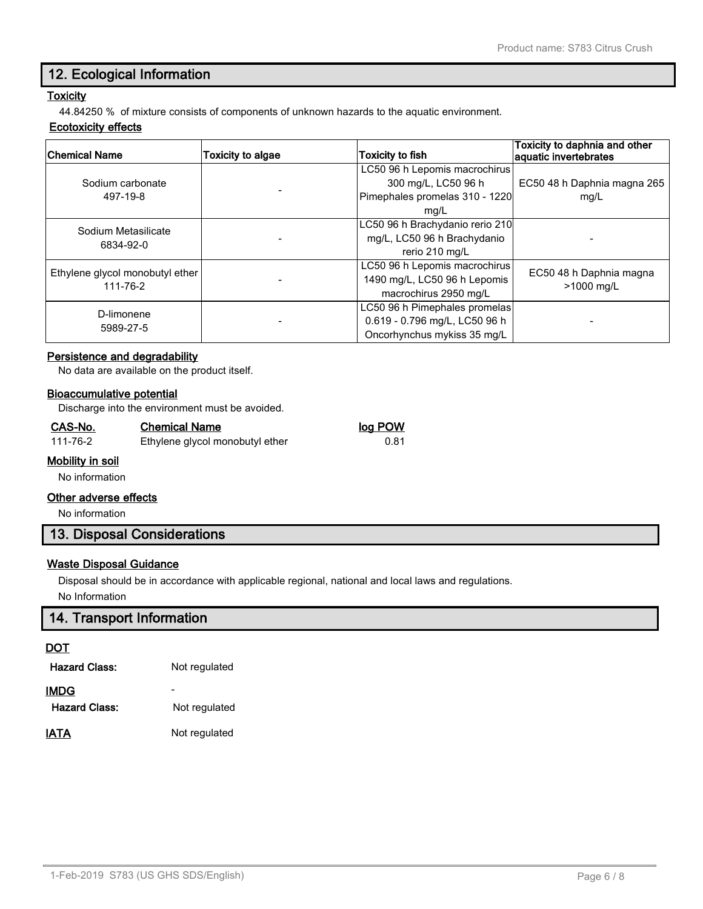## 12. Ecological Information

### Toxicity

44.84250 % of mixture consists of components of unknown hazards to the aquatic environment.

### Ecotoxicity effects

| Chemical Name | Toxicity to algae | Toxicity to fish | Toxicity to daphnia and other aquatic invertebrates |
|---|---|---|---|
| Sodium carbonate 497-19-8 | - | LC50 96 h Lepomis macrochirus 300 mg/L, LC50 96 h Pimephales promelas 310 - 1220 mg/L | EC50 48 h Daphnia magna 265 mg/L |
| Sodium Metasilicate 6834-92-0 | - | LC50 96 h Brachydanio rerio 210 mg/L, LC50 96 h Brachydanio rerio 210 mg/L | - |
| Ethylene glycol monobutyl ether 111-76-2 | - | LC50 96 h Lepomis macrochirus 1490 mg/L, LC50 96 h Lepomis macrochirus 2950 mg/L | EC50 48 h Daphnia magna >1000 mg/L |
| D-limonene 5989-27-5 | - | LC50 96 h Pimephales promelas 0.619 - 0.796 mg/L, LC50 96 h Oncorhynchus mykiss 35 mg/L | - |

### Persistence and degradability

No data are available on the product itself.

### Bioaccumulative potential

Discharge into the environment must be avoided.

| CAS-No. | Chemical Name | log POW |
|---|---|---|
| 111-76-2 | Ethylene glycol monobutyl ether | 0.81 |

### Mobility in soil

No information

### Other adverse effects

No information

## 13. Disposal Considerations

### Waste Disposal Guidance

Disposal should be in accordance with applicable regional, national and local laws and regulations.

No Information

## 14. Transport Information

**DOT**

**Hazard Class:** Not regulated

**IMDG** -

**Hazard Class:** Not regulated

**IATA** Not regulated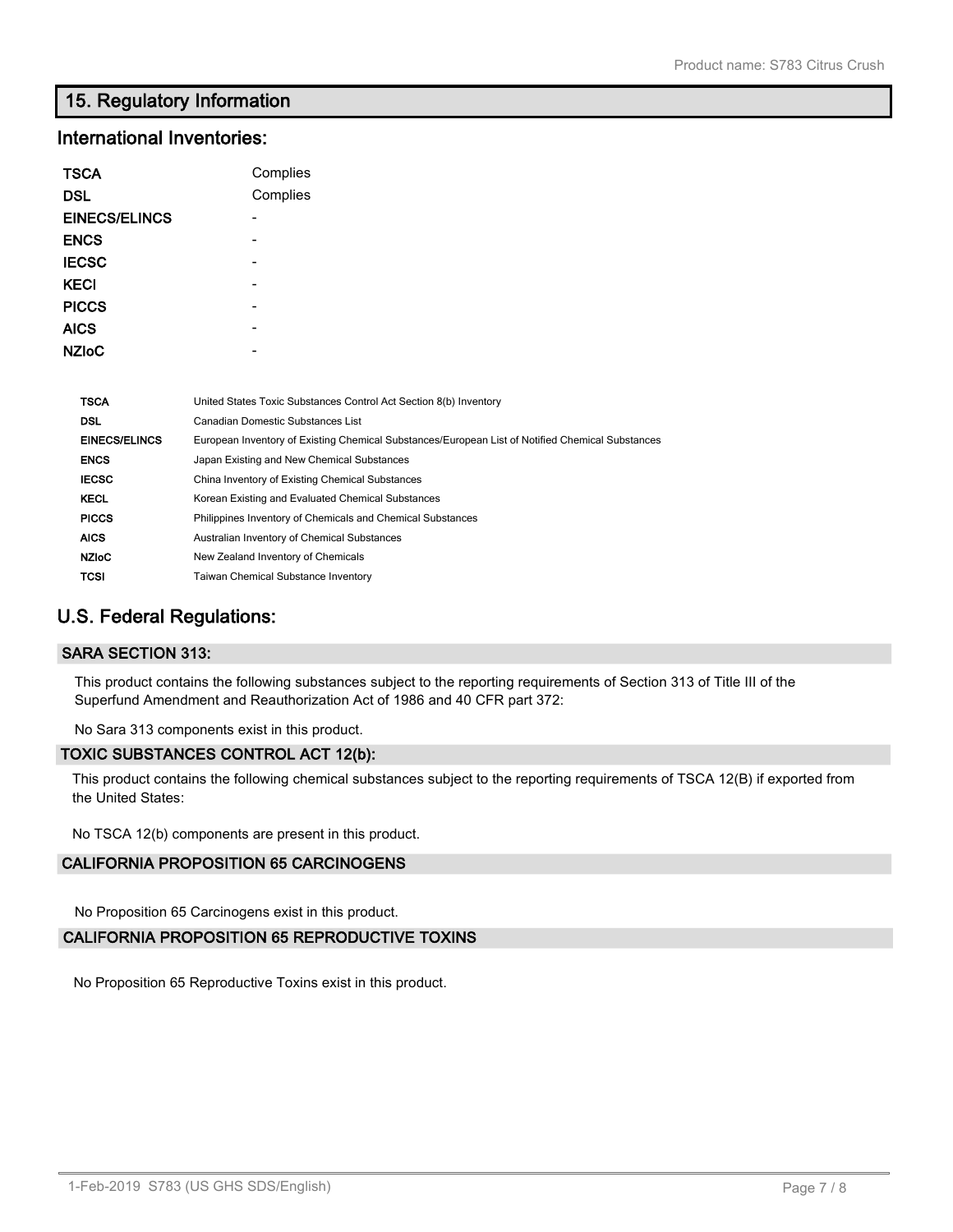## 15. Regulatory Information

### International Inventories:

| | |
|---|---|
| **TSCA** | Complies |
| **DSL** | Complies |
| **EINECS/ELINCS** | - |
| **ENCS** | - |
| **IECSC** | - |
| **KECI** | - |
| **PICCS** | - |
| **AICS** | - |
| **NZIoC** | - |

| | |
|---|---|
| **TSCA** | United States Toxic Substances Control Act Section 8(b) Inventory |
| **DSL** | Canadian Domestic Substances List |
| **EINECS/ELINCS** | European Inventory of Existing Chemical Substances/European List of Notified Chemical Substances |
| **ENCS** | Japan Existing and New Chemical Substances |
| **IECSC** | China Inventory of Existing Chemical Substances |
| **KECL** | Korean Existing and Evaluated Chemical Substances |
| **PICCS** | Philippines Inventory of Chemicals and Chemical Substances |
| **AICS** | Australian Inventory of Chemical Substances |
| **NZIoC** | New Zealand Inventory of Chemicals |
| **TCSI** | Taiwan Chemical Substance Inventory |

### U.S. Federal Regulations:

#### SARA SECTION 313:

This product contains the following substances subject to the reporting requirements of Section 313 of Title III of the Superfund Amendment and Reauthorization Act of 1986 and 40 CFR part 372:

No Sara 313 components exist in this product.

#### TOXIC SUBSTANCES CONTROL ACT 12(b):

This product contains the following chemical substances subject to the reporting requirements of TSCA 12(B) if exported from the United States:

No TSCA 12(b) components are present in this product.

#### CALIFORNIA PROPOSITION 65 CARCINOGENS

No Proposition 65 Carcinogens exist in this product.

#### CALIFORNIA PROPOSITION 65 REPRODUCTIVE TOXINS

No Proposition 65 Reproductive Toxins exist in this product.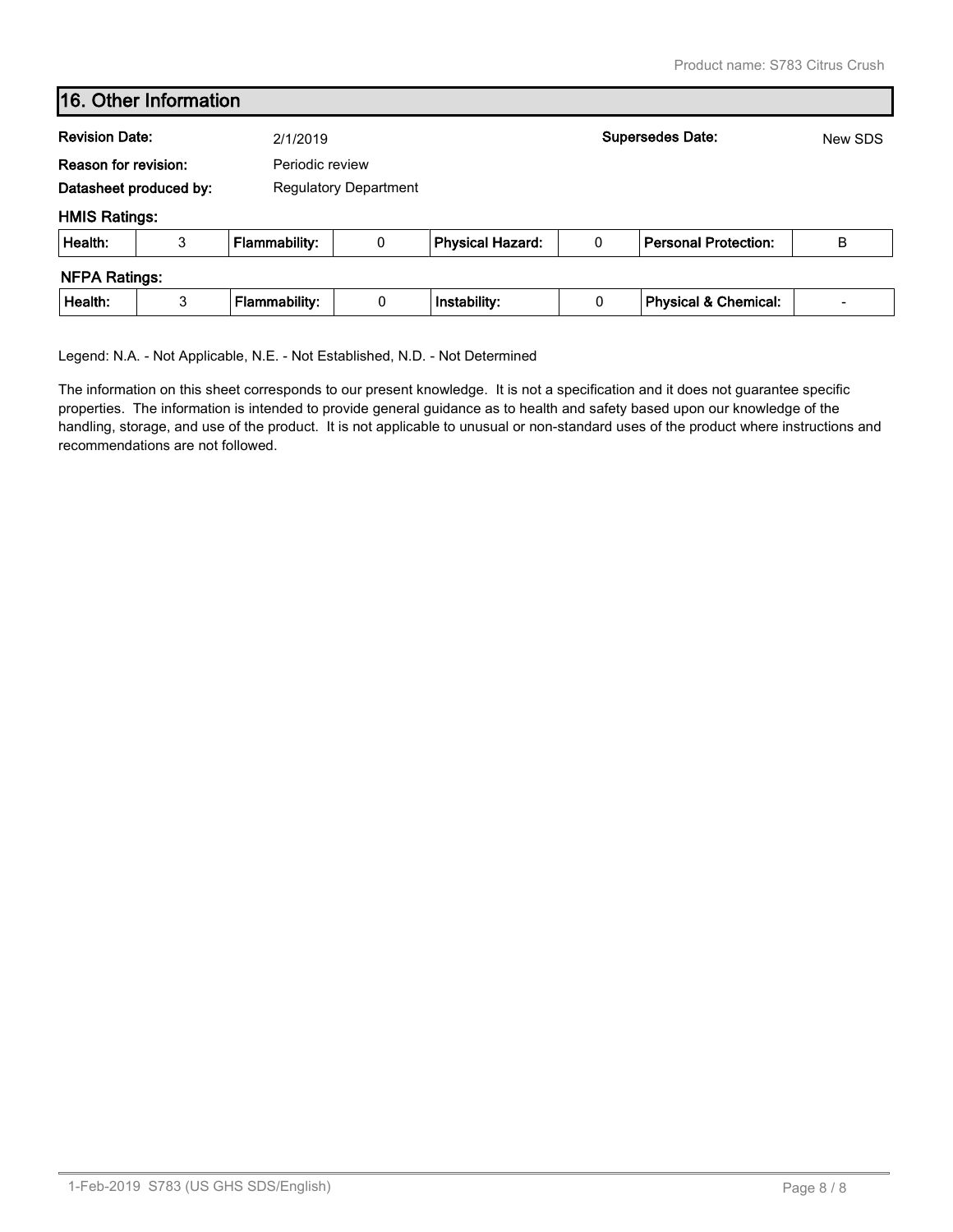## 16. Other Information

**Revision Date:** 2/1/2019 **Supersedes Date:** New SDS

**Reason for revision:** Periodic review

**Datasheet produced by:** Regulatory Department

**HMIS Ratings:**

| | | | | | | | |
|---|---|---|---|---|---|---|---|
| **Health:** | 3 | **Flammability:** | 0 | **Physical Hazard:** | 0 | **Personal Protection:** | B |

**NFPA Ratings:**

| | | | | | | | |
|---|---|---|---|---|---|---|---|
| **Health:** | 3 | **Flammability:** | 0 | **Instability:** | 0 | **Physical & Chemical:** | - |

Legend: N.A. - Not Applicable, N.E. - Not Established, N.D. - Not Determined

The information on this sheet corresponds to our present knowledge. It is not a specification and it does not guarantee specific properties. The information is intended to provide general guidance as to health and safety based upon our knowledge of the handling, storage, and use of the product. It is not applicable to unusual or non-standard uses of the product where instructions and recommendations are not followed.